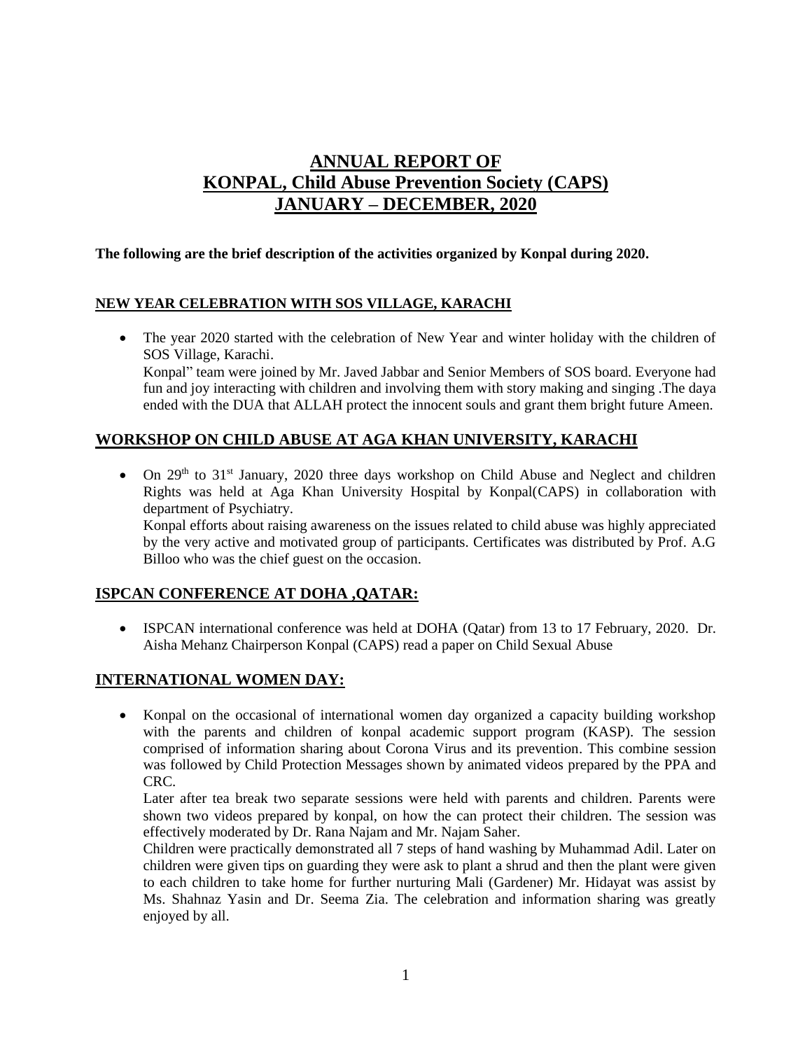# ANNUAL REPORT OF
# KONPAL, Child Abuse Prevention Society (CAPS)
# JANUARY – DECEMBER, 2020

**The following are the brief description of the activities organized by Konpal during 2020.**

## NEW YEAR CELEBRATION WITH SOS VILLAGE, KARACHI

- The year 2020 started with the celebration of New Year and winter holiday with the children of SOS Village, Karachi.
  Konpal" team were joined by Mr. Javed Jabbar and Senior Members of SOS board. Everyone had fun and joy interacting with children and involving them with story making and singing .The daya ended with the DUA that ALLAH protect the innocent souls and grant them bright future Ameen.

## WORKSHOP ON CHILD ABUSE AT AGA KHAN UNIVERSITY, KARACHI

- On 29th to 31st January, 2020 three days workshop on Child Abuse and Neglect and children Rights was held at Aga Khan University Hospital by Konpal(CAPS) in collaboration with department of Psychiatry.
  Konpal efforts about raising awareness on the issues related to child abuse was highly appreciated by the very active and motivated group of participants. Certificates was distributed by Prof. A.G Billoo who was the chief guest on the occasion.

## ISPCAN CONFERENCE AT DOHA ,QATAR:

- ISPCAN international conference was held at DOHA (Qatar) from 13 to 17 February, 2020. Dr. Aisha Mehanz Chairperson Konpal (CAPS) read a paper on Child Sexual Abuse

## INTERNATIONAL WOMEN DAY:

- Konpal on the occasional of international women day organized a capacity building workshop with the parents and children of konpal academic support program (KASP). The session comprised of information sharing about Corona Virus and its prevention. This combine session was followed by Child Protection Messages shown by animated videos prepared by the PPA and CRC.
  Later after tea break two separate sessions were held with parents and children. Parents were shown two videos prepared by konpal, on how the can protect their children. The session was effectively moderated by Dr. Rana Najam and Mr. Najam Saher.
  Children were practically demonstrated all 7 steps of hand washing by Muhammad Adil. Later on children were given tips on guarding they were ask to plant a shrud and then the plant were given to each children to take home for further nurturing Mali (Gardener) Mr. Hidayat was assist by Ms. Shahnaz Yasin and Dr. Seema Zia. The celebration and information sharing was greatly enjoyed by all.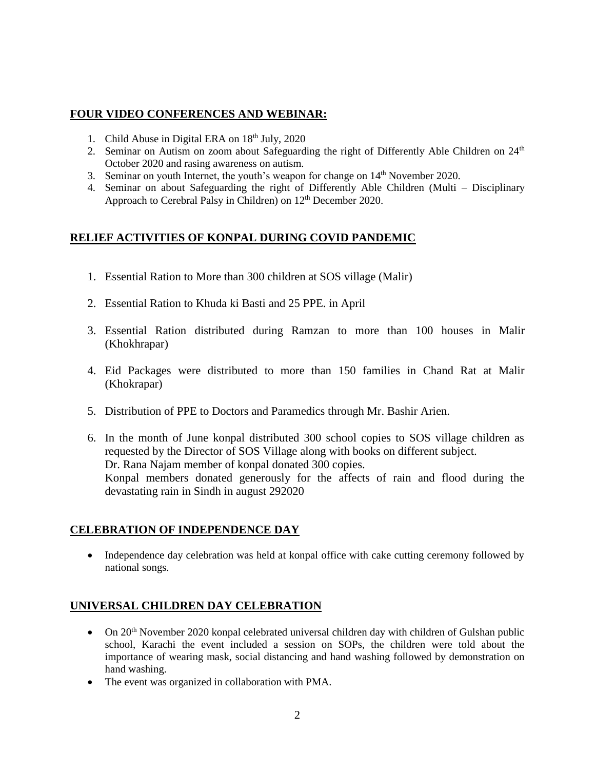## FOUR VIDEO CONFERENCES AND WEBINAR:

1. Child Abuse in Digital ERA on 18th July, 2020
2. Seminar on Autism on zoom about Safeguarding the right of Differently Able Children on 24th October 2020 and rasing awareness on autism.
3. Seminar on youth Internet, the youth's weapon for change on 14th November 2020.
4. Seminar on about Safeguarding the right of Differently Able Children (Multi – Disciplinary Approach to Cerebral Palsy in Children) on 12th December 2020.

## RELIEF ACTIVITIES OF KONPAL DURING COVID PANDEMIC

1. Essential Ration to More than 300 children at SOS village (Malir)
2. Essential Ration to Khuda ki Basti and 25 PPE. in April
3. Essential Ration distributed during Ramzan to more than 100 houses in Malir (Khokhrapar)
4. Eid Packages were distributed to more than 150 families in Chand Rat at Malir (Khokrapar)
5. Distribution of PPE to Doctors and Paramedics through Mr. Bashir Arien.
6. In the month of June konpal distributed 300 school copies to SOS village children as requested by the Director of SOS Village along with books on different subject.
   Dr. Rana Najam member of konpal donated 300 copies.
   Konpal members donated generously for the affects of rain and flood during the devastating rain in Sindh in august 292020

## CELEBRATION OF INDEPENDENCE DAY

- Independence day celebration was held at konpal office with cake cutting ceremony followed by national songs.

## UNIVERSAL CHILDREN DAY CELEBRATION

- On 20th November 2020 konpal celebrated universal children day with children of Gulshan public school, Karachi the event included a session on SOPs, the children were told about the importance of wearing mask, social distancing and hand washing followed by demonstration on hand washing.
- The event was organized in collaboration with PMA.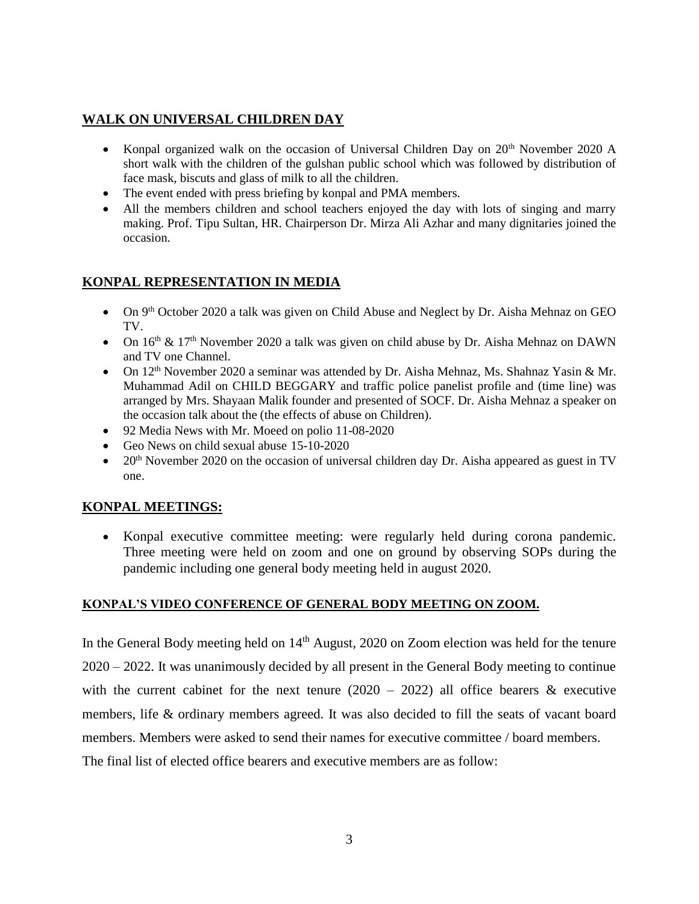## WALK ON UNIVERSAL CHILDREN DAY

- Konpal organized walk on the occasion of Universal Children Day on 20th November 2020 A short walk with the children of the gulshan public school which was followed by distribution of face mask, biscuts and glass of milk to all the children.
- The event ended with press briefing by konpal and PMA members.
- All the members children and school teachers enjoyed the day with lots of singing and marry making. Prof. Tipu Sultan, HR. Chairperson Dr. Mirza Ali Azhar and many dignitaries joined the occasion.

## KONPAL REPRESENTATION IN MEDIA

- On 9th October 2020 a talk was given on Child Abuse and Neglect by Dr. Aisha Mehnaz on GEO TV.
- On 16th & 17th November 2020 a talk was given on child abuse by Dr. Aisha Mehnaz on DAWN and TV one Channel.
- On 12th November 2020 a seminar was attended by Dr. Aisha Mehnaz, Ms. Shahnaz Yasin & Mr. Muhammad Adil on CHILD BEGGARY and traffic police panelist profile and (time line) was arranged by Mrs. Shayaan Malik founder and presented of SOCF. Dr. Aisha Mehnaz a speaker on the occasion talk about the (the effects of abuse on Children).
- 92 Media News with Mr. Moeed on polio 11-08-2020
- Geo News on child sexual abuse 15-10-2020
- 20th November 2020 on the occasion of universal children day Dr. Aisha appeared as guest in TV one.

## KONPAL MEETINGS:

- Konpal executive committee meeting: were regularly held during corona pandemic. Three meeting were held on zoom and one on ground by observing SOPs during the pandemic including one general body meeting held in august 2020.

### KONPAL'S VIDEO CONFERENCE OF GENERAL BODY MEETING ON ZOOM.

In the General Body meeting held on 14th August, 2020 on Zoom election was held for the tenure 2020 – 2022. It was unanimously decided by all present in the General Body meeting to continue with the current cabinet for the next tenure (2020 – 2022) all office bearers & executive members, life & ordinary members agreed. It was also decided to fill the seats of vacant board members. Members were asked to send their names for executive committee / board members.

The final list of elected office bearers and executive members are as follow: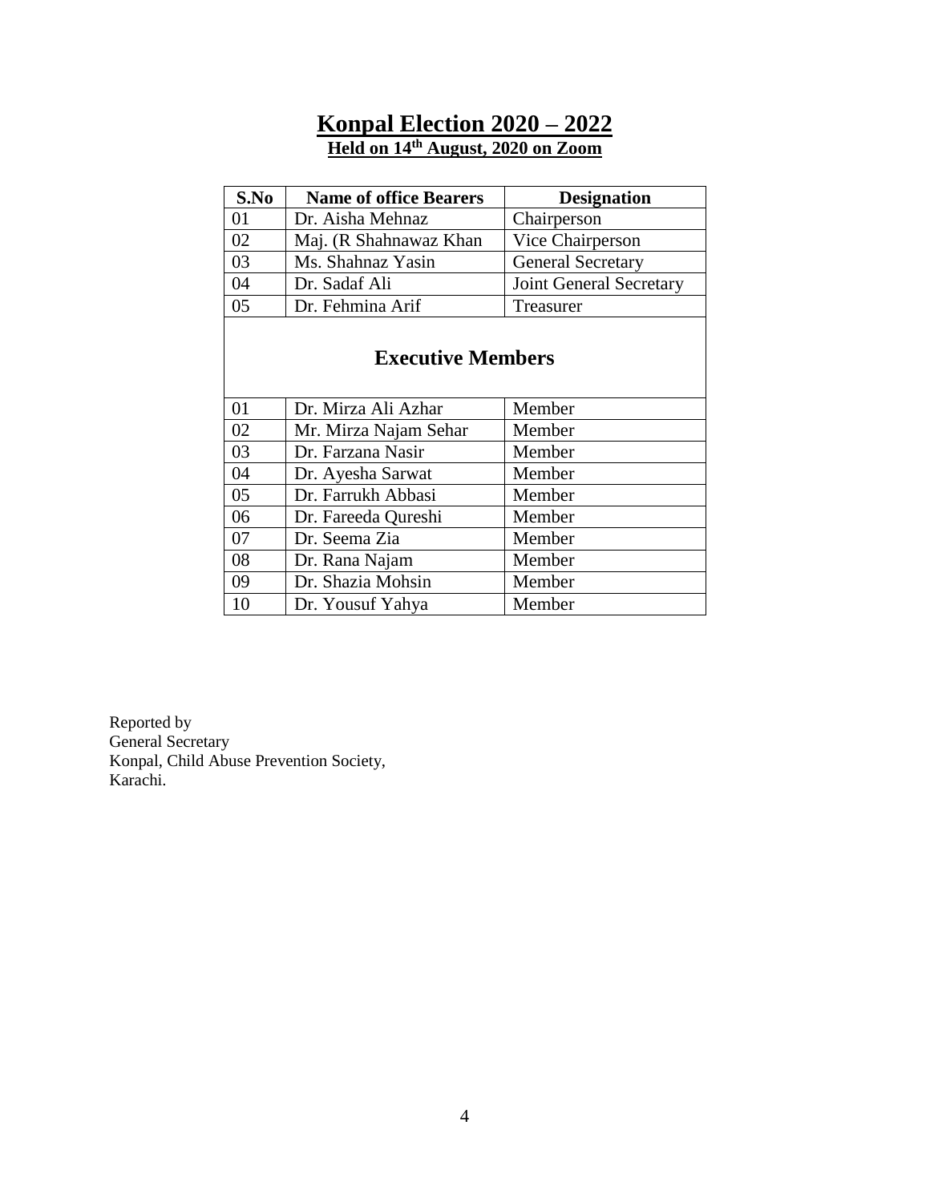# Konpal Election 2020 – 2022

**Held on 14th August, 2020 on Zoom**

| S.No | Name of office Bearers | Designation |
|---|---|---|
| 01 | Dr. Aisha Mehnaz | Chairperson |
| 02 | Maj. (R Shahnawaz Khan | Vice Chairperson |
| 03 | Ms. Shahnaz Yasin | General Secretary |
| 04 | Dr. Sadaf Ali | Joint General Secretary |
| 05 | Dr. Fehmina Arif | Treasurer |
| **Executive Members** | | |
| 01 | Dr. Mirza Ali Azhar | Member |
| 02 | Mr. Mirza Najam Sehar | Member |
| 03 | Dr. Farzana Nasir | Member |
| 04 | Dr. Ayesha Sarwat | Member |
| 05 | Dr. Farrukh Abbasi | Member |
| 06 | Dr. Fareeda Qureshi | Member |
| 07 | Dr. Seema Zia | Member |
| 08 | Dr. Rana Najam | Member |
| 09 | Dr. Shazia Mohsin | Member |
| 10 | Dr. Yousuf Yahya | Member |

Reported by
General Secretary
Konpal, Child Abuse Prevention Society,
Karachi.